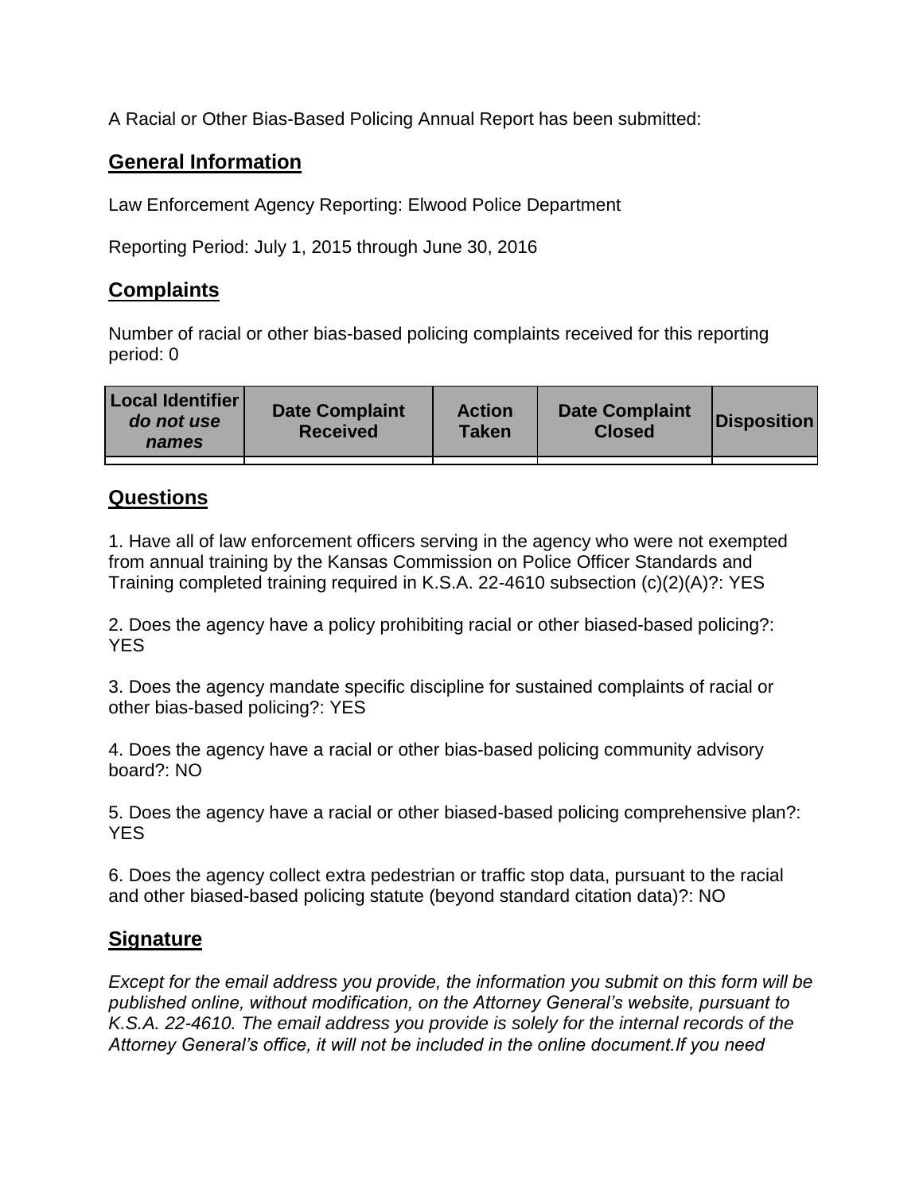A Racial or Other Bias-Based Policing Annual Report has been submitted:

## General Information

Law Enforcement Agency Reporting: Elwood Police Department

Reporting Period: July 1, 2015 through June 30, 2016

## Complaints

Number of racial or other bias-based policing complaints received for this reporting period: 0

| **Local Identifier** ***do not use names*** | **Date Complaint Received** | **Action Taken** | **Date Complaint Closed** | **Disposition** |
|---|---|---|---|---|
| | | | | |

## Questions

1. Have all of law enforcement officers serving in the agency who were not exempted from annual training by the Kansas Commission on Police Officer Standards and Training completed training required in K.S.A. 22-4610 subsection (c)(2)(A)?: YES

2. Does the agency have a policy prohibiting racial or other biased-based policing?: YES

3. Does the agency mandate specific discipline for sustained complaints of racial or other bias-based policing?: YES

4. Does the agency have a racial or other bias-based policing community advisory board?: NO

5. Does the agency have a racial or other biased-based policing comprehensive plan?: YES

6. Does the agency collect extra pedestrian or traffic stop data, pursuant to the racial and other biased-based policing statute (beyond standard citation data)?: NO

## Signature

*Except for the email address you provide, the information you submit on this form will be published online, without modification, on the Attorney General's website, pursuant to K.S.A. 22-4610. The email address you provide is solely for the internal records of the Attorney General's office, it will not be included in the online document.If you need*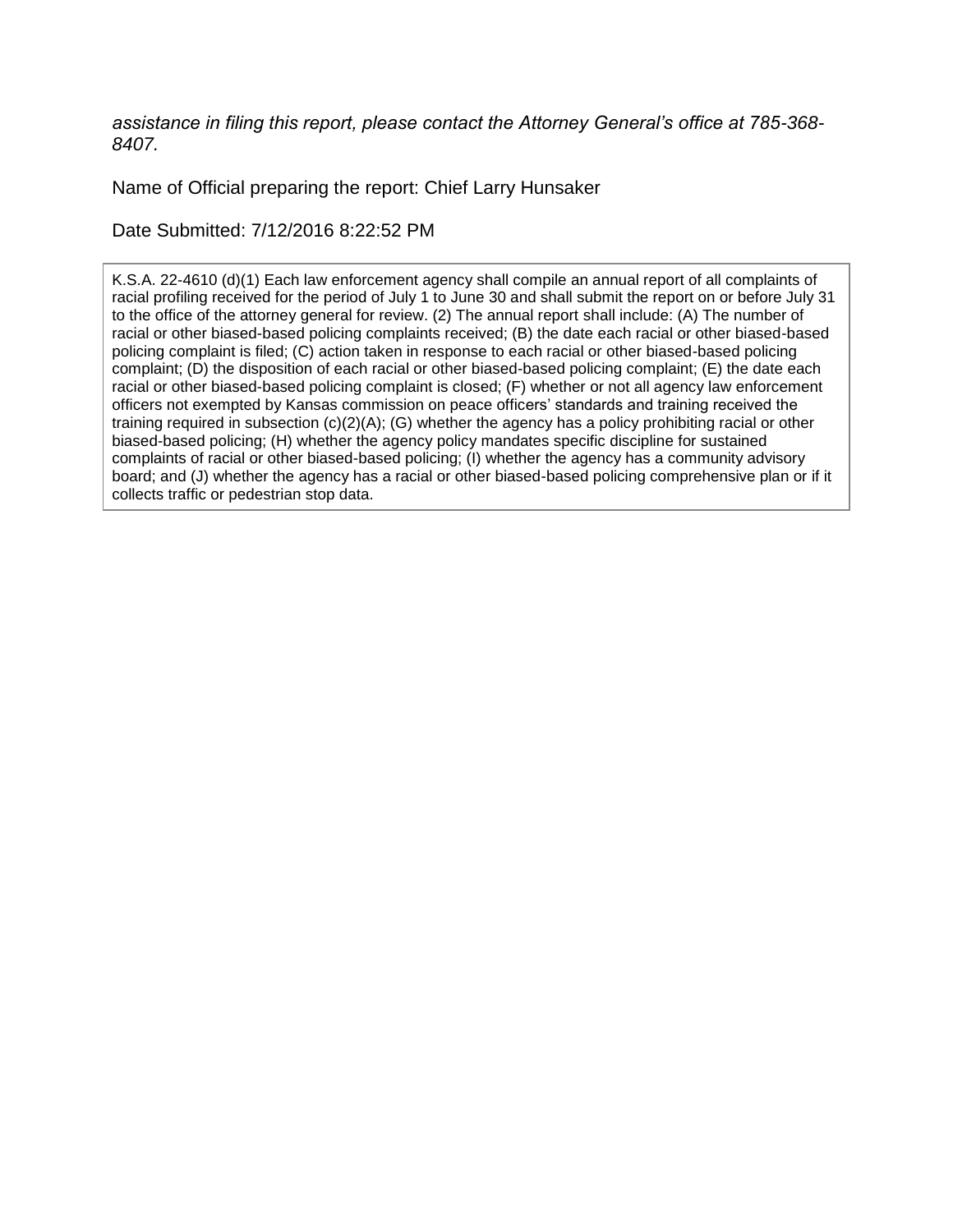*assistance in filing this report, please contact the Attorney General's office at 785-368-8407.*

Name of Official preparing the report: Chief Larry Hunsaker

Date Submitted: 7/12/2016 8:22:52 PM

K.S.A. 22-4610 (d)(1) Each law enforcement agency shall compile an annual report of all complaints of racial profiling received for the period of July 1 to June 30 and shall submit the report on or before July 31 to the office of the attorney general for review. (2) The annual report shall include: (A) The number of racial or other biased-based policing complaints received; (B) the date each racial or other biased-based policing complaint is filed; (C) action taken in response to each racial or other biased-based policing complaint; (D) the disposition of each racial or other biased-based policing complaint; (E) the date each racial or other biased-based policing complaint is closed; (F) whether or not all agency law enforcement officers not exempted by Kansas commission on peace officers' standards and training received the training required in subsection (c)(2)(A); (G) whether the agency has a policy prohibiting racial or other biased-based policing; (H) whether the agency policy mandates specific discipline for sustained complaints of racial or other biased-based policing; (I) whether the agency has a community advisory board; and (J) whether the agency has a racial or other biased-based policing comprehensive plan or if it collects traffic or pedestrian stop data.